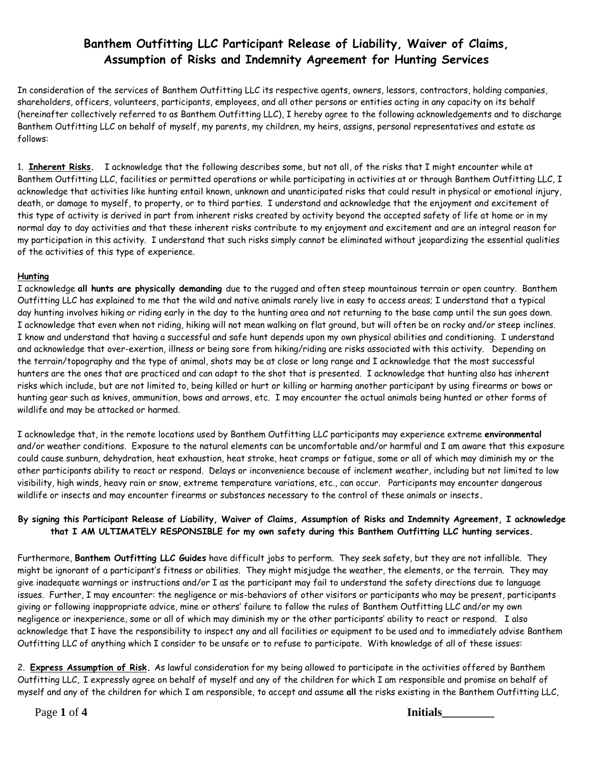# Banthem Outfitting LLC Participant Release of Liability, Waiver of Claims, Assumption of Risks and Indemnity Agreement for Hunting Services

In consideration of the services of Banthem Outfitting LLC its respective agents, owners, lessors, contractors, holding companies, shareholders, officers, volunteers, participants, employees, and all other persons or entities acting in any capacity on its behalf (hereinafter collectively referred to as Banthem Outfitting LLC), I hereby agree to the following acknowledgements and to discharge Banthem Outfitting LLC on behalf of myself, my parents, my children, my heirs, assigns, personal representatives and estate as follows:

1. **Inherent Risks.** I acknowledge that the following describes some, but not all, of the risks that I might encounter while at Banthem Outfitting LLC, facilities or permitted operations or while participating in activities at or through Banthem Outfitting LLC, I acknowledge that activities like hunting entail known, unknown and unanticipated risks that could result in physical or emotional injury, death, or damage to myself, to property, or to third parties. I understand and acknowledge that the enjoyment and excitement of this type of activity is derived in part from inherent risks created by activity beyond the accepted safety of life at home or in my normal day to day activities and that these inherent risks contribute to my enjoyment and excitement and are an integral reason for my participation in this activity. I understand that such risks simply cannot be eliminated without jeopardizing the essential qualities of the activities of this type of experience.

**Hunting**

I acknowledge **all hunts are physically demanding** due to the rugged and often steep mountainous terrain or open country. Banthem Outfitting LLC has explained to me that the wild and native animals rarely live in easy to access areas; I understand that a typical day hunting involves hiking or riding early in the day to the hunting area and not returning to the base camp until the sun goes down. I acknowledge that even when not riding, hiking will not mean walking on flat ground, but will often be on rocky and/or steep inclines. I know and understand that having a successful and safe hunt depends upon my own physical abilities and conditioning. I understand and acknowledge that over-exertion, illness or being sore from hiking/riding are risks associated with this activity. Depending on the terrain/topography and the type of animal, shots may be at close or long range and I acknowledge that the most successful hunters are the ones that are practiced and can adapt to the shot that is presented. I acknowledge that hunting also has inherent risks which include, but are not limited to, being killed or hurt or killing or harming another participant by using firearms or bows or hunting gear such as knives, ammunition, bows and arrows, etc. I may encounter the actual animals being hunted or other forms of wildlife and may be attacked or harmed.

I acknowledge that, in the remote locations used by Banthem Outfitting LLC participants may experience extreme **environmental** and/or weather conditions. Exposure to the natural elements can be uncomfortable and/or harmful and I am aware that this exposure could cause sunburn, dehydration, heat exhaustion, heat stroke, heat cramps or fatigue, some or all of which may diminish my or the other participants ability to react or respond. Delays or inconvenience because of inclement weather, including but not limited to low visibility, high winds, heavy rain or snow, extreme temperature variations, etc., can occur. Participants may encounter dangerous wildlife or insects and may encounter firearms or substances necessary to the control of these animals or insects**.**

**By signing this Participant Release of Liability, Waiver of Claims, Assumption of Risks and Indemnity Agreement, I acknowledge that I AM ULTIMATELY RESPONSIBLE for my own safety during this Banthem Outfitting LLC hunting services.**

Furthermore, **Banthem Outfitting LLC Guides** have difficult jobs to perform. They seek safety, but they are not infallible. They might be ignorant of a participant's fitness or abilities. They might misjudge the weather, the elements, or the terrain. They may give inadequate warnings or instructions and/or I as the participant may fail to understand the safety directions due to language issues. Further, I may encounter: the negligence or mis-behaviors of other visitors or participants who may be present, participants giving or following inappropriate advice, mine or others' failure to follow the rules of Banthem Outfitting LLC and/or my own negligence or inexperience, some or all of which may diminish my or the other participants' ability to react or respond. I also acknowledge that I have the responsibility to inspect any and all facilities or equipment to be used and to immediately advise Banthem Outfitting LLC of anything which I consider to be unsafe or to refuse to participate. With knowledge of all of these issues:

2. **Express Assumption of Risk.** As lawful consideration for my being allowed to participate in the activities offered by Banthem Outfitting LLC, I expressly agree on behalf of myself and any of the children for which I am responsible and promise on behalf of myself and any of the children for which I am responsible, to accept and assume **all** the risks existing in the Banthem Outfitting LLC,

**Initials________**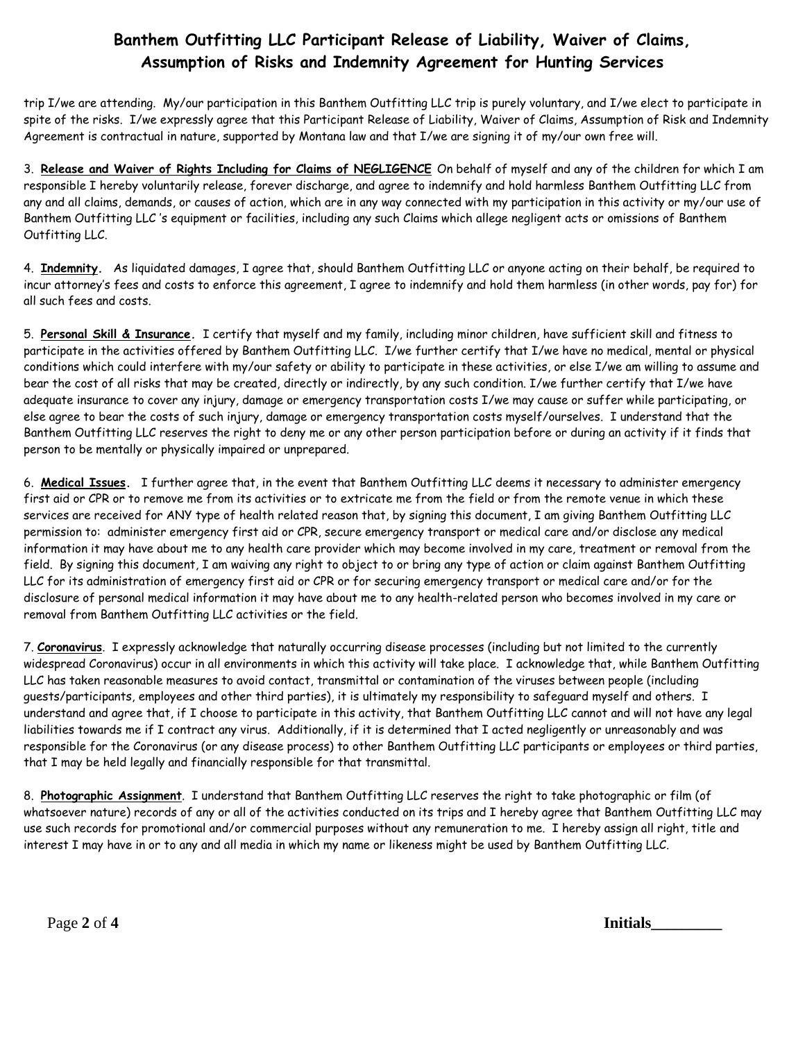trip I/we are attending. My/our participation in this Banthem Outfitting LLC trip is purely voluntary, and I/we elect to participate in spite of the risks. I/we expressly agree that this Participant Release of Liability, Waiver of Claims, Assumption of Risk and Indemnity Agreement is contractual in nature, supported by Montana law and that I/we are signing it of my/our own free will.

3. **Release and Waiver of Rights Including for Claims of NEGLIGENCE** On behalf of myself and any of the children for which I am responsible I hereby voluntarily release, forever discharge, and agree to indemnify and hold harmless Banthem Outfitting LLC from any and all claims, demands, or causes of action, which are in any way connected with my participation in this activity or my/our use of Banthem Outfitting LLC 's equipment or facilities, including any such Claims which allege negligent acts or omissions of Banthem Outfitting LLC.

4. **Indemnity.** As liquidated damages, I agree that, should Banthem Outfitting LLC or anyone acting on their behalf, be required to incur attorney's fees and costs to enforce this agreement, I agree to indemnify and hold them harmless (in other words, pay for) for all such fees and costs.

5. **Personal Skill & Insurance.** I certify that myself and my family, including minor children, have sufficient skill and fitness to participate in the activities offered by Banthem Outfitting LLC. I/we further certify that I/we have no medical, mental or physical conditions which could interfere with my/our safety or ability to participate in these activities, or else I/we am willing to assume and bear the cost of all risks that may be created, directly or indirectly, by any such condition. I/we further certify that I/we have adequate insurance to cover any injury, damage or emergency transportation costs I/we may cause or suffer while participating, or else agree to bear the costs of such injury, damage or emergency transportation costs myself/ourselves. I understand that the Banthem Outfitting LLC reserves the right to deny me or any other person participation before or during an activity if it finds that person to be mentally or physically impaired or unprepared.

6. **Medical Issues.** I further agree that, in the event that Banthem Outfitting LLC deems it necessary to administer emergency first aid or CPR or to remove me from its activities or to extricate me from the field or from the remote venue in which these services are received for ANY type of health related reason that, by signing this document, I am giving Banthem Outfitting LLC permission to: administer emergency first aid or CPR, secure emergency transport or medical care and/or disclose any medical information it may have about me to any health care provider which may become involved in my care, treatment or removal from the field. By signing this document, I am waiving any right to object to or bring any type of action or claim against Banthem Outfitting LLC for its administration of emergency first aid or CPR or for securing emergency transport or medical care and/or for the disclosure of personal medical information it may have about me to any health-related person who becomes involved in my care or removal from Banthem Outfitting LLC activities or the field.

7. **Coronavirus**. I expressly acknowledge that naturally occurring disease processes (including but not limited to the currently widespread Coronavirus) occur in all environments in which this activity will take place. I acknowledge that, while Banthem Outfitting LLC has taken reasonable measures to avoid contact, transmittal or contamination of the viruses between people (including guests/participants, employees and other third parties), it is ultimately my responsibility to safeguard myself and others. I understand and agree that, if I choose to participate in this activity, that Banthem Outfitting LLC cannot and will not have any legal liabilities towards me if I contract any virus. Additionally, if it is determined that I acted negligently or unreasonably and was responsible for the Coronavirus (or any disease process) to other Banthem Outfitting LLC participants or employees or third parties, that I may be held legally and financially responsible for that transmittal.

8. **Photographic Assignment**. I understand that Banthem Outfitting LLC reserves the right to take photographic or film (of whatsoever nature) records of any or all of the activities conducted on its trips and I hereby agree that Banthem Outfitting LLC may use such records for promotional and/or commercial purposes without any remuneration to me. I hereby assign all right, title and interest I may have in or to any and all media in which my name or likeness might be used by Banthem Outfitting LLC.

**Initials________**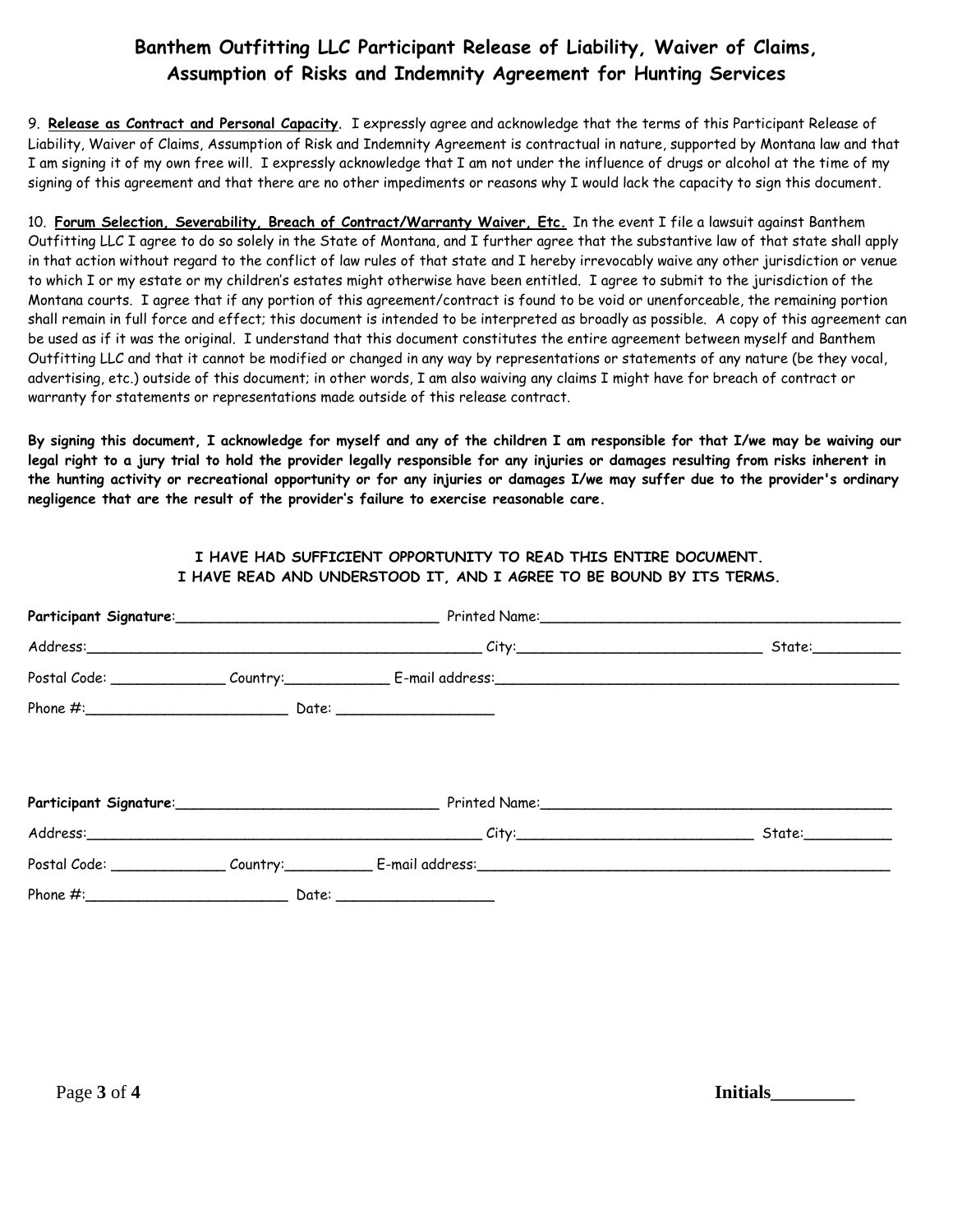# Banthem Outfitting LLC Participant Release of Liability, Waiver of Claims, Assumption of Risks and Indemnity Agreement for Hunting Services

9. **Release as Contract and Personal Capacity**. I expressly agree and acknowledge that the terms of this Participant Release of Liability, Waiver of Claims, Assumption of Risk and Indemnity Agreement is contractual in nature, supported by Montana law and that I am signing it of my own free will. I expressly acknowledge that I am not under the influence of drugs or alcohol at the time of my signing of this agreement and that there are no other impediments or reasons why I would lack the capacity to sign this document.

10. **Forum Selection, Severability, Breach of Contract/Warranty Waiver, Etc.** In the event I file a lawsuit against Banthem Outfitting LLC I agree to do so solely in the State of Montana, and I further agree that the substantive law of that state shall apply in that action without regard to the conflict of law rules of that state and I hereby irrevocably waive any other jurisdiction or venue to which I or my estate or my children's estates might otherwise have been entitled. I agree to submit to the jurisdiction of the Montana courts. I agree that if any portion of this agreement/contract is found to be void or unenforceable, the remaining portion shall remain in full force and effect; this document is intended to be interpreted as broadly as possible. A copy of this agreement can be used as if it was the original. I understand that this document constitutes the entire agreement between myself and Banthem Outfitting LLC and that it cannot be modified or changed in any way by representations or statements of any nature (be they vocal, advertising, etc.) outside of this document; in other words, I am also waiving any claims I might have for breach of contract or warranty for statements or representations made outside of this release contract.

**By signing this document, I acknowledge for myself and any of the children I am responsible for that I/we may be waiving our legal right to a jury trial to hold the provider legally responsible for any injuries or damages resulting from risks inherent in the hunting activity or recreational opportunity or for any injuries or damages I/we may suffer due to the provider's ordinary negligence that are the result of the provider's failure to exercise reasonable care.**

**I HAVE HAD SUFFICIENT OPPORTUNITY TO READ THIS ENTIRE DOCUMENT.**
**I HAVE READ AND UNDERSTOOD IT, AND I AGREE TO BE BOUND BY ITS TERMS.**

**Participant Signature**:______________________________ Printed Name:________________________________________

Address:______________________________________________ City:____________________________ State:__________

Postal Code: _____________ Country:____________ E-mail address:_______________________________________________

Phone #:_______________________ Date: __________________

**Participant Signature**:______________________________ Printed Name:________________________________________

Address:______________________________________________ City:____________________________ State:__________

Postal Code: _____________ Country:__________ E-mail address:________________________________________________

Phone #:_______________________ Date: __________________

**Initials**________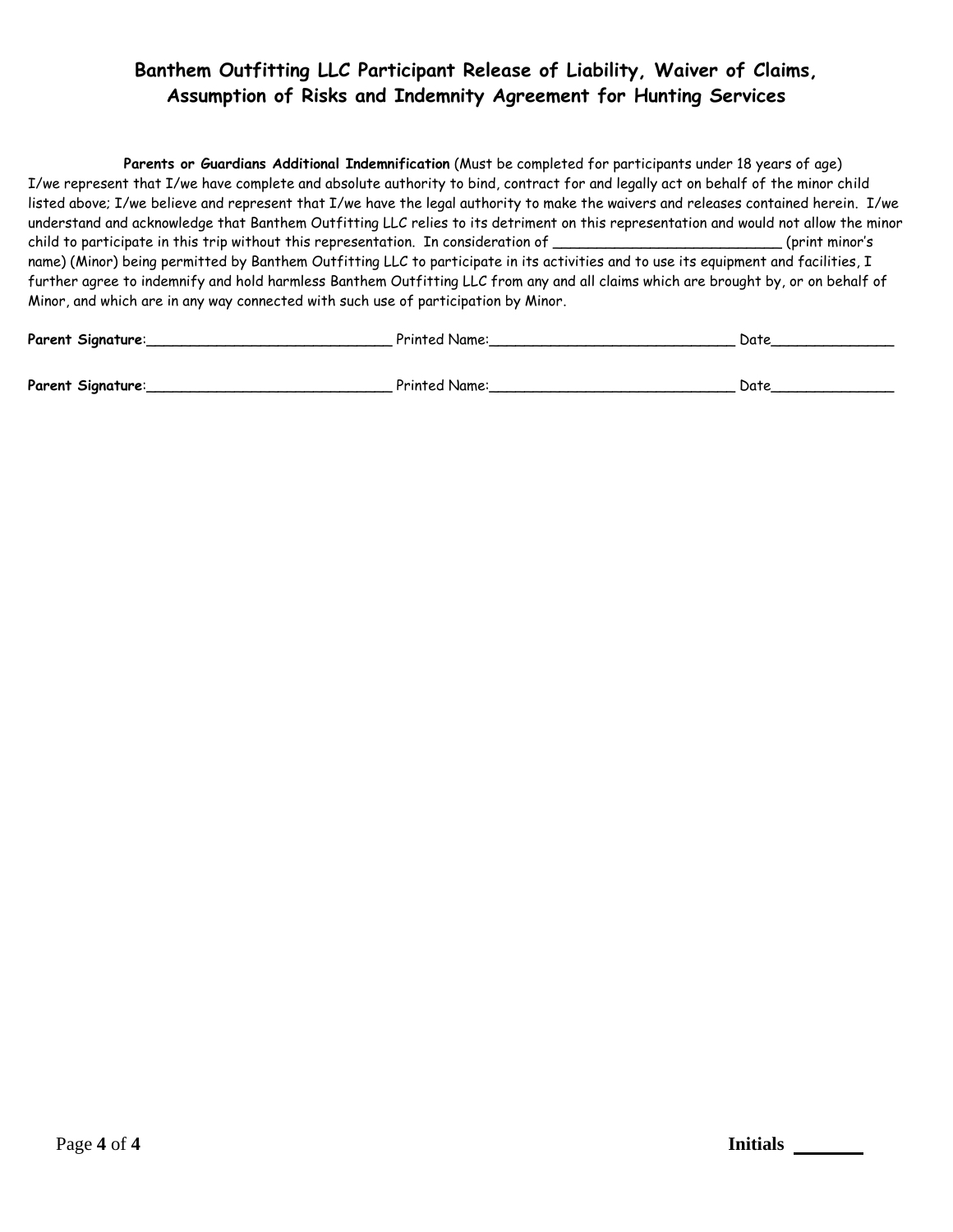## Banthem Outfitting LLC Participant Release of Liability, Waiver of Claims, Assumption of Risks and Indemnity Agreement for Hunting Services

**Parents or Guardians Additional Indemnification** (Must be completed for participants under 18 years of age) I/we represent that I/we have complete and absolute authority to bind, contract for and legally act on behalf of the minor child listed above; I/we believe and represent that I/we have the legal authority to make the waivers and releases contained herein. I/we understand and acknowledge that Banthem Outfitting LLC relies to its detriment on this representation and would not allow the minor child to participate in this trip without this representation. In consideration of ___________________________ (print minor's name) (Minor) being permitted by Banthem Outfitting LLC to participate in its activities and to use its equipment and facilities, I further agree to indemnify and hold harmless Banthem Outfitting LLC from any and all claims which are brought by, or on behalf of Minor, and which are in any way connected with such use of participation by Minor.

**Parent Signature**:_____________________________ Printed Name:_____________________________ Date______________

**Parent Signature**:_____________________________ Printed Name:_____________________________ Date______________

**Initials** _______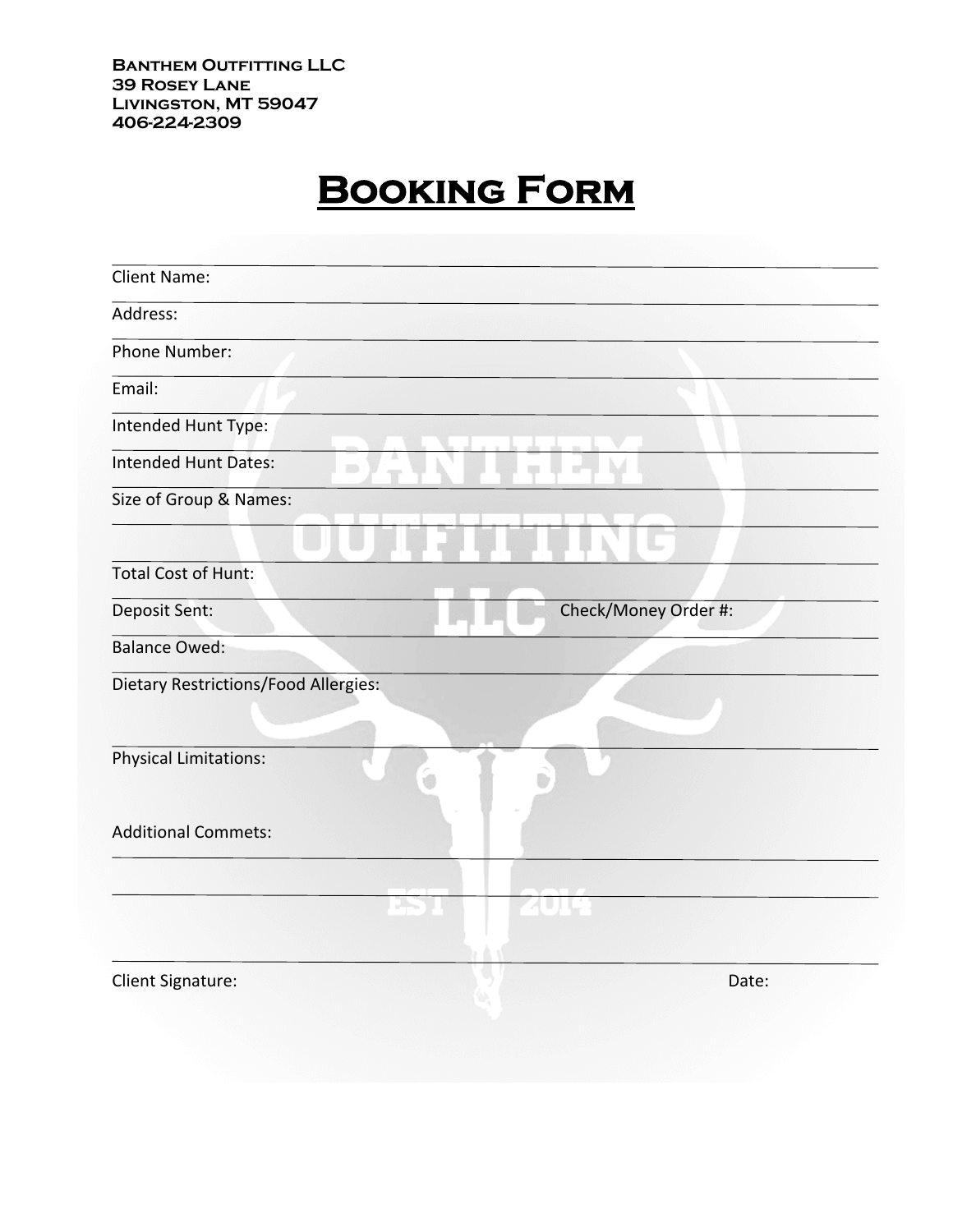**Banthem Outfitting LLC**
**39 Rosey Lane**
**Livingston, MT 59047**
**406-224-2309**

# Booking Form

Client Name:

Address:

Phone Number:

Email:

Intended Hunt Type:

Intended Hunt Dates:

Size of Group & Names:

Total Cost of Hunt:

Deposit Sent: Check/Money Order #:

Balance Owed:

Dietary Restrictions/Food Allergies:

Physical Limitations:

Additional Commets:

Client Signature: Date: